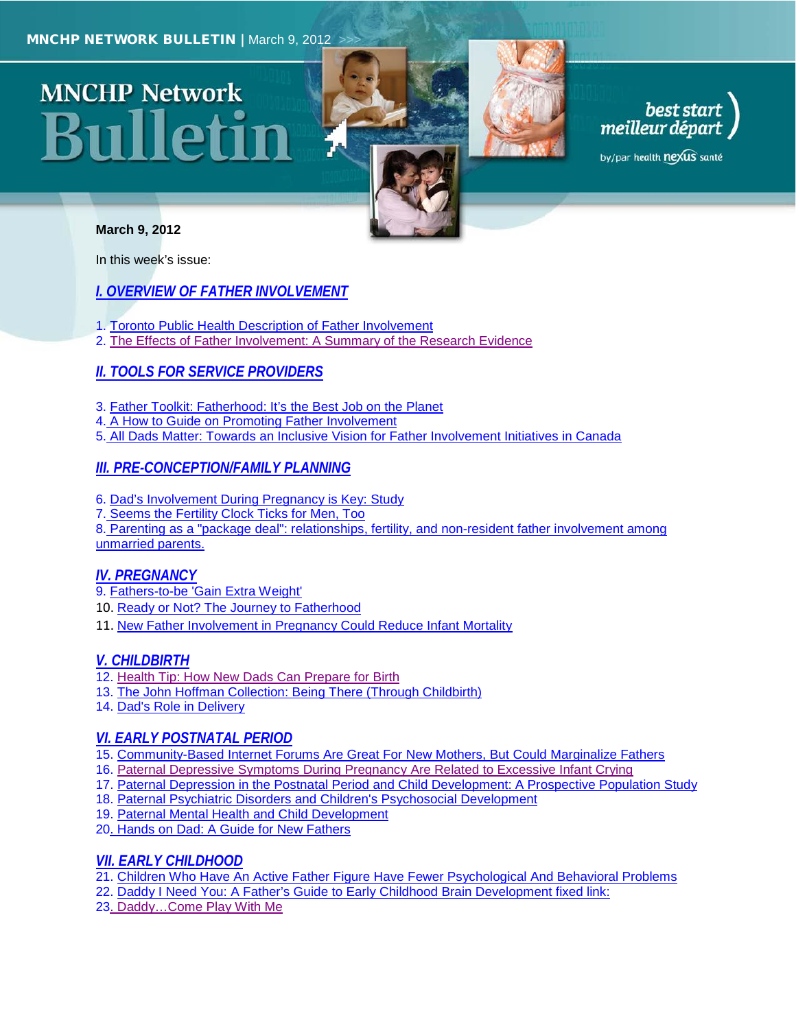# MNCHP Network Bulletin

MNCHP NETWORK BULLETIN | March 9, 2012

best start meilleur départ by/par health nexus santé

**March 9, 2012**

In this week's issue:

## I. OVERVIEW OF FATHER INVOLVEMENT

1. Toronto Public Health Description of Father Involvement
2. The Effects of Father Involvement: A Summary of the Research Evidence

## II. TOOLS FOR SERVICE PROVIDERS

3. Father Toolkit: Fatherhood: It's the Best Job on the Planet
4. A How to Guide on Promoting Father Involvement
5. All Dads Matter: Towards an Inclusive Vision for Father Involvement Initiatives in Canada

## III. PRE-CONCEPTION/FAMILY PLANNING

6. Dad's Involvement During Pregnancy is Key: Study
7. Seems the Fertility Clock Ticks for Men, Too
8. Parenting as a "package deal": relationships, fertility, and non-resident father involvement among unmarried parents.

## IV. PREGNANCY

9. Fathers-to-be 'Gain Extra Weight'
10. Ready or Not? The Journey to Fatherhood
11. New Father Involvement in Pregnancy Could Reduce Infant Mortality

## V. CHILDBIRTH

12. Health Tip: How New Dads Can Prepare for Birth
13. The John Hoffman Collection: Being There (Through Childbirth)
14. Dad's Role in Delivery

## VI. EARLY POSTNATAL PERIOD

15. Community-Based Internet Forums Are Great For New Mothers, But Could Marginalize Fathers
16. Paternal Depressive Symptoms During Pregnancy Are Related to Excessive Infant Crying
17. Paternal Depression in the Postnatal Period and Child Development: A Prospective Population Study
18. Paternal Psychiatric Disorders and Children's Psychosocial Development
19. Paternal Mental Health and Child Development
20. Hands on Dad: A Guide for New Fathers

## VII. EARLY CHILDHOOD

21. Children Who Have An Active Father Figure Have Fewer Psychological And Behavioral Problems
22. Daddy I Need You: A Father's Guide to Early Childhood Brain Development fixed link:
23. Daddy…Come Play With Me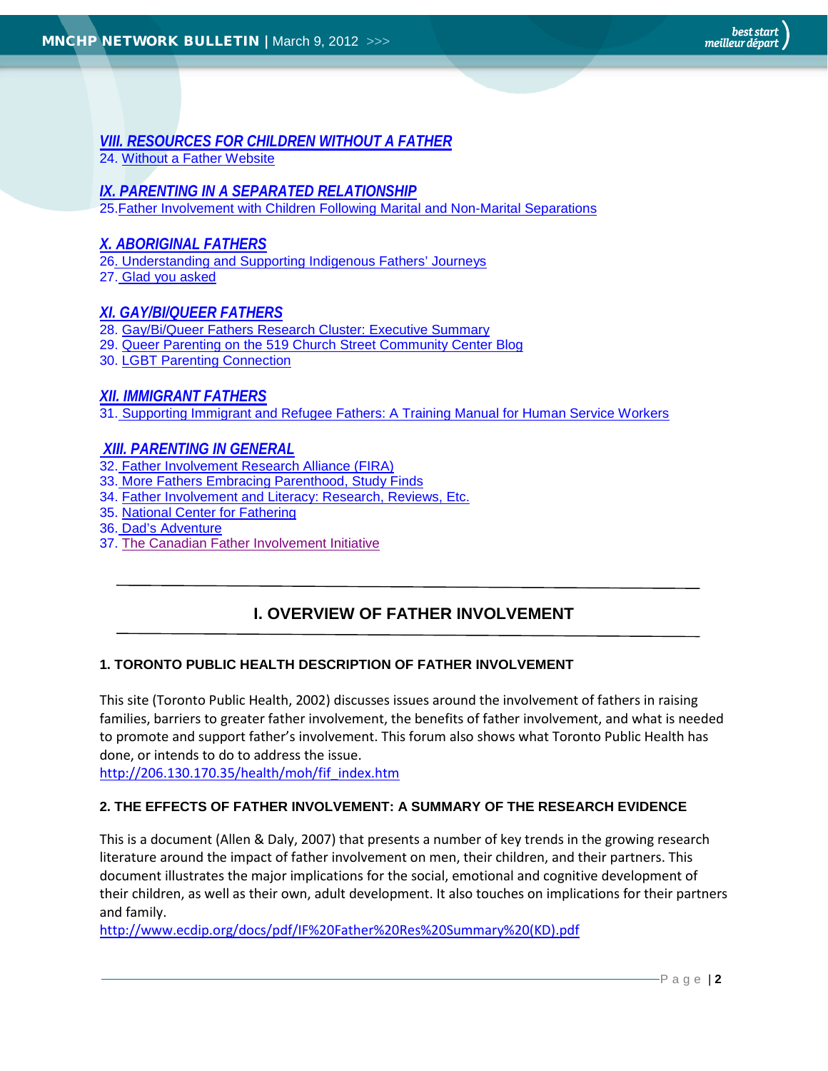### VIII. RESOURCES FOR CHILDREN WITHOUT A FATHER

24. Without a Father Website

### IX. PARENTING IN A SEPARATED RELATIONSHIP

25. Father Involvement with Children Following Marital and Non-Marital Separations

### X. ABORIGINAL FATHERS

26. Understanding and Supporting Indigenous Fathers' Journeys
27. Glad you asked

### XI. GAY/BI/QUEER FATHERS

28. Gay/Bi/Queer Fathers Research Cluster: Executive Summary
29. Queer Parenting on the 519 Church Street Community Center Blog
30. LGBT Parenting Connection

### XII. IMMIGRANT FATHERS

31. Supporting Immigrant and Refugee Fathers: A Training Manual for Human Service Workers

### XIII. PARENTING IN GENERAL

32. Father Involvement Research Alliance (FIRA)
33. More Fathers Embracing Parenthood, Study Finds
34. Father Involvement and Literacy: Research, Reviews, Etc.
35. National Center for Fathering
36. Dad's Adventure
37. The Canadian Father Involvement Initiative

---

## I. OVERVIEW OF FATHER INVOLVEMENT

---

### 1. TORONTO PUBLIC HEALTH DESCRIPTION OF FATHER INVOLVEMENT

This site (Toronto Public Health, 2002) discusses issues around the involvement of fathers in raising families, barriers to greater father involvement, the benefits of father involvement, and what is needed to promote and support father's involvement. This forum also shows what Toronto Public Health has done, or intends to do to address the issue.
http://206.130.170.35/health/moh/fif_index.htm

### 2. THE EFFECTS OF FATHER INVOLVEMENT: A SUMMARY OF THE RESEARCH EVIDENCE

This is a document (Allen & Daly, 2007) that presents a number of key trends in the growing research literature around the impact of father involvement on men, their children, and their partners. This document illustrates the major implications for the social, emotional and cognitive development of their children, as well as their own, adult development. It also touches on implications for their partners and family.
http://www.ecdip.org/docs/pdf/IF%20Father%20Res%20Summary%20(KD).pdf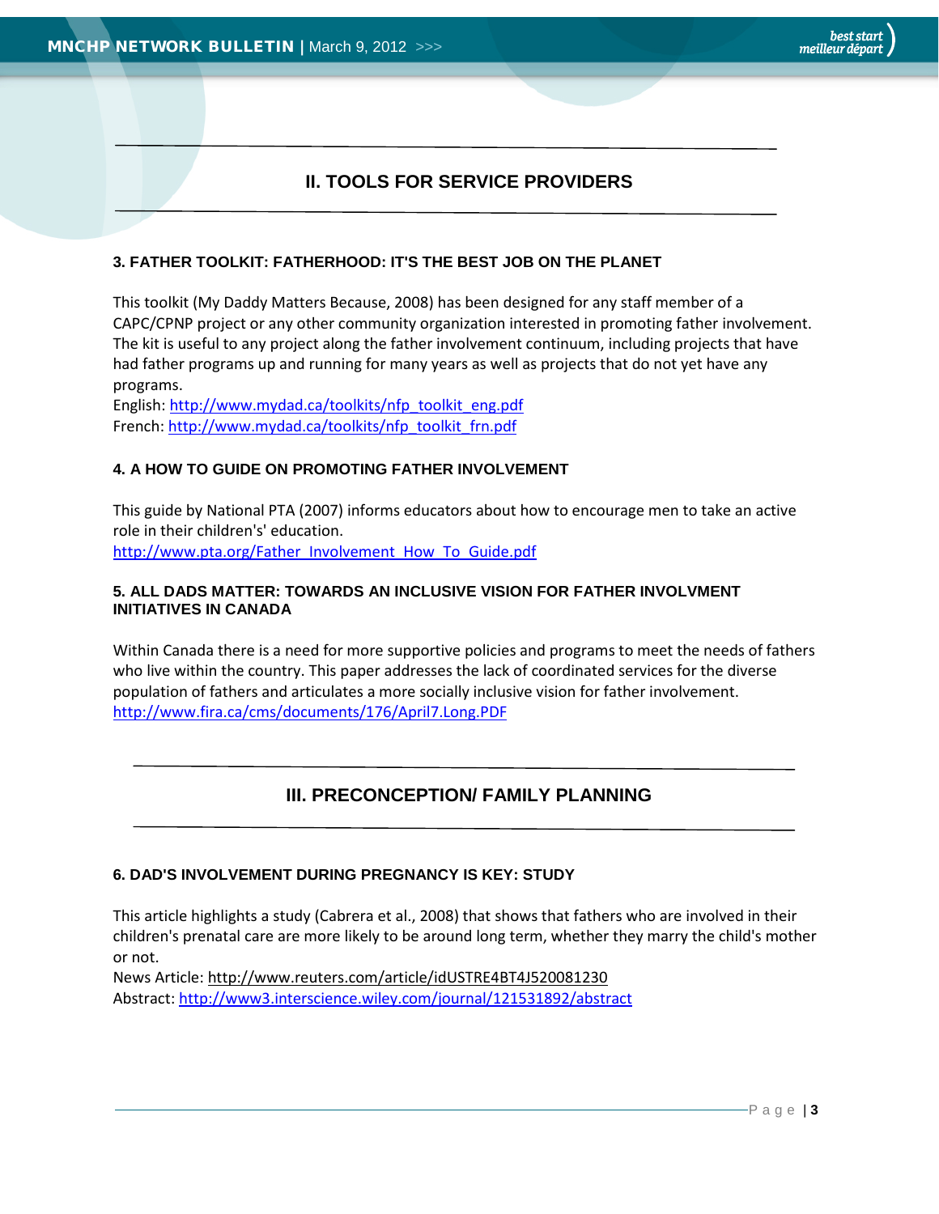## II. TOOLS FOR SERVICE PROVIDERS

### 3. FATHER TOOLKIT: FATHERHOOD: IT'S THE BEST JOB ON THE PLANET

This toolkit (My Daddy Matters Because, 2008) has been designed for any staff member of a CAPC/CPNP project or any other community organization interested in promoting father involvement. The kit is useful to any project along the father involvement continuum, including projects that have had father programs up and running for many years as well as projects that do not yet have any programs.

English: http://www.mydad.ca/toolkits/nfp_toolkit_eng.pdf
French: http://www.mydad.ca/toolkits/nfp_toolkit_frn.pdf

### 4. A HOW TO GUIDE ON PROMOTING FATHER INVOLVEMENT

This guide by National PTA (2007) informs educators about how to encourage men to take an active role in their children's' education.
http://www.pta.org/Father_Involvement_How_To_Guide.pdf

### 5. ALL DADS MATTER: TOWARDS AN INCLUSIVE VISION FOR FATHER INVOLVMENT INITIATIVES IN CANADA

Within Canada there is a need for more supportive policies and programs to meet the needs of fathers who live within the country. This paper addresses the lack of coordinated services for the diverse population of fathers and articulates a more socially inclusive vision for father involvement.
http://www.fira.ca/cms/documents/176/April7.Long.PDF

## III. PRECONCEPTION/ FAMILY PLANNING

### 6. DAD'S INVOLVEMENT DURING PREGNANCY IS KEY: STUDY

This article highlights a study (Cabrera et al., 2008) that shows that fathers who are involved in their children's prenatal care are more likely to be around long term, whether they marry the child's mother or not.

News Article: http://www.reuters.com/article/idUSTRE4BT4J520081230
Abstract: http://www3.interscience.wiley.com/journal/121531892/abstract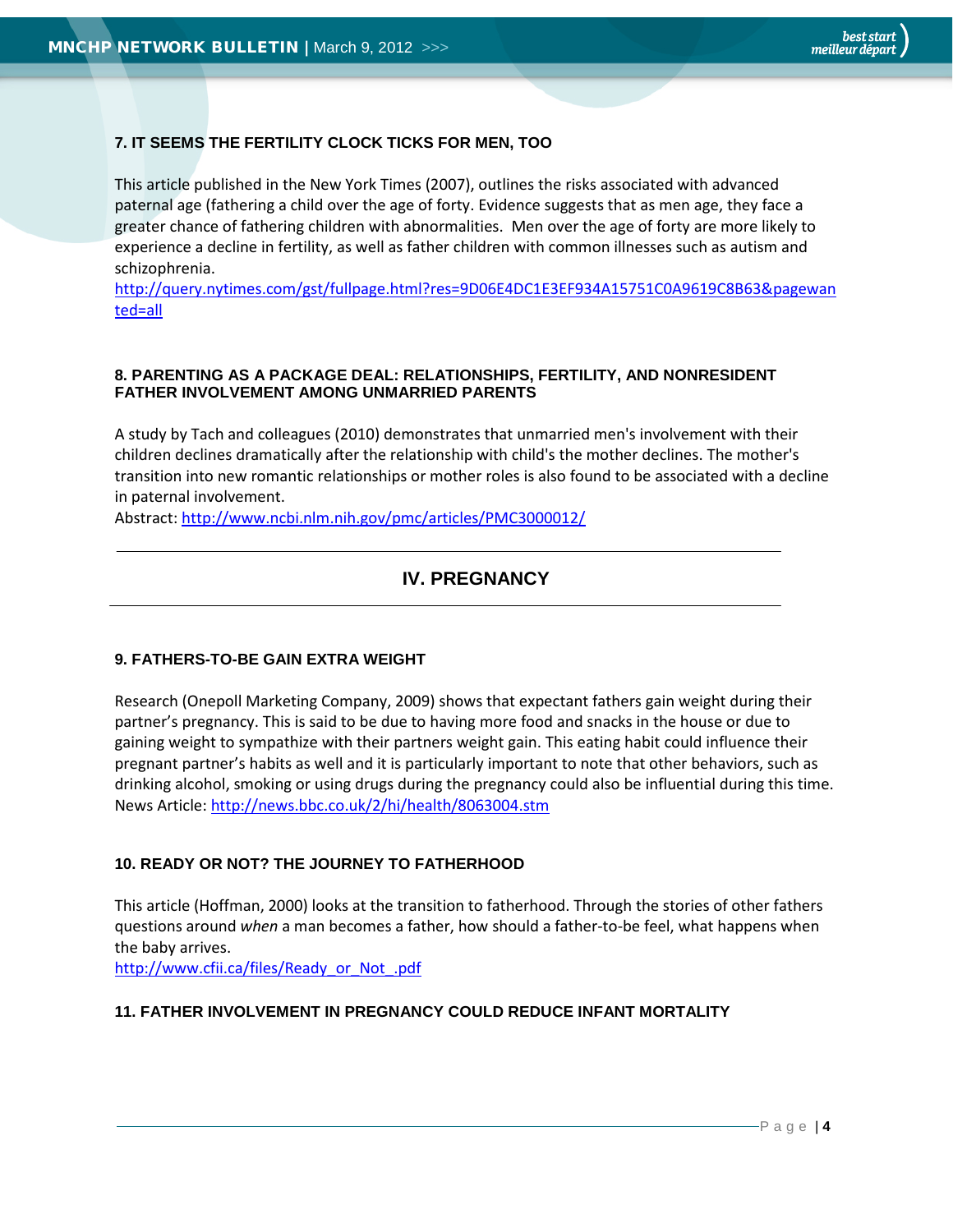### 7. IT SEEMS THE FERTILITY CLOCK TICKS FOR MEN, TOO

This article published in the New York Times (2007), outlines the risks associated with advanced paternal age (fathering a child over the age of forty. Evidence suggests that as men age, they face a greater chance of fathering children with abnormalities. Men over the age of forty are more likely to experience a decline in fertility, as well as father children with common illnesses such as autism and schizophrenia.
http://query.nytimes.com/gst/fullpage.html?res=9D06E4DC1E3EF934A15751C0A9619C8B63&pagewanted=all

### 8. PARENTING AS A PACKAGE DEAL: RELATIONSHIPS, FERTILITY, AND NONRESIDENT FATHER INVOLVEMENT AMONG UNMARRIED PARENTS

A study by Tach and colleagues (2010) demonstrates that unmarried men's involvement with their children declines dramatically after the relationship with child's the mother declines. The mother's transition into new romantic relationships or mother roles is also found to be associated with a decline in paternal involvement.
Abstract: http://www.ncbi.nlm.nih.gov/pmc/articles/PMC3000012/

## IV. PREGNANCY

### 9. FATHERS-TO-BE GAIN EXTRA WEIGHT

Research (Onepoll Marketing Company, 2009) shows that expectant fathers gain weight during their partner's pregnancy. This is said to be due to having more food and snacks in the house or due to gaining weight to sympathize with their partners weight gain. This eating habit could influence their pregnant partner's habits as well and it is particularly important to note that other behaviors, such as drinking alcohol, smoking or using drugs during the pregnancy could also be influential during this time.
News Article: http://news.bbc.co.uk/2/hi/health/8063004.stm

### 10. READY OR NOT? THE JOURNEY TO FATHERHOOD

This article (Hoffman, 2000) looks at the transition to fatherhood. Through the stories of other fathers questions around *when* a man becomes a father, how should a father-to-be feel, what happens when the baby arrives.
http://www.cfii.ca/files/Ready_or_Not_.pdf

### 11. FATHER INVOLVEMENT IN PREGNANCY COULD REDUCE INFANT MORTALITY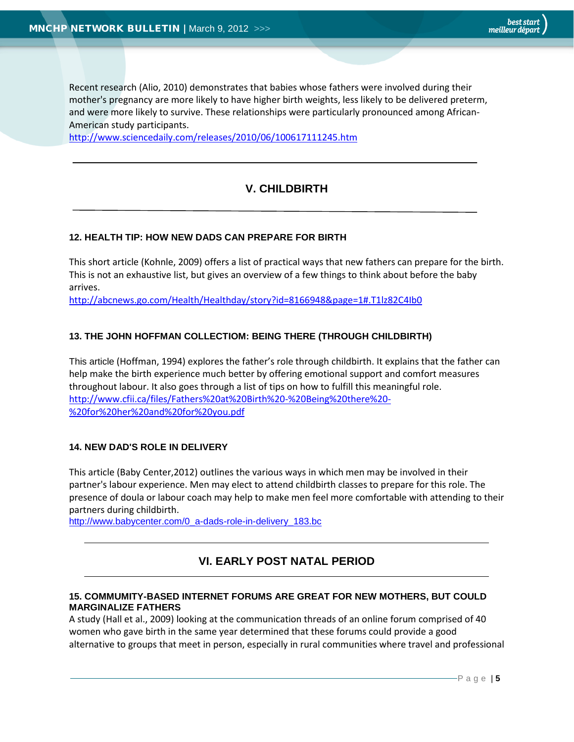Recent research (Alio, 2010) demonstrates that babies whose fathers were involved during their mother's pregnancy are more likely to have higher birth weights, less likely to be delivered preterm, and were more likely to survive. These relationships were particularly pronounced among African-American study participants.
http://www.sciencedaily.com/releases/2010/06/100617111245.htm

## V. CHILDBIRTH

### 12. HEALTH TIP: HOW NEW DADS CAN PREPARE FOR BIRTH

This short article (Kohnle, 2009) offers a list of practical ways that new fathers can prepare for the birth. This is not an exhaustive list, but gives an overview of a few things to think about before the baby arrives.
http://abcnews.go.com/Health/Healthday/story?id=8166948&page=1#.T1lz82C4Ib0

### 13. THE JOHN HOFFMAN COLLECTIOM: BEING THERE (THROUGH CHILDBIRTH)

This article (Hoffman, 1994) explores the father's role through childbirth. It explains that the father can help make the birth experience much better by offering emotional support and comfort measures throughout labour. It also goes through a list of tips on how to fulfill this meaningful role.
http://www.cfii.ca/files/Fathers%20at%20Birth%20-%20Being%20there%20-%20for%20her%20and%20for%20you.pdf

### 14. NEW DAD'S ROLE IN DELIVERY

This article (Baby Center,2012) outlines the various ways in which men may be involved in their partner's labour experience. Men may elect to attend childbirth classes to prepare for this role. The presence of doula or labour coach may help to make men feel more comfortable with attending to their partners during childbirth.
http://www.babycenter.com/0_a-dads-role-in-delivery_183.bc

## VI. EARLY POST NATAL PERIOD

### 15. COMMUMITY-BASED INTERNET FORUMS ARE GREAT FOR NEW MOTHERS, BUT COULD MARGINALIZE FATHERS

A study (Hall et al., 2009) looking at the communication threads of an online forum comprised of 40 women who gave birth in the same year determined that these forums could provide a good alternative to groups that meet in person, especially in rural communities where travel and professional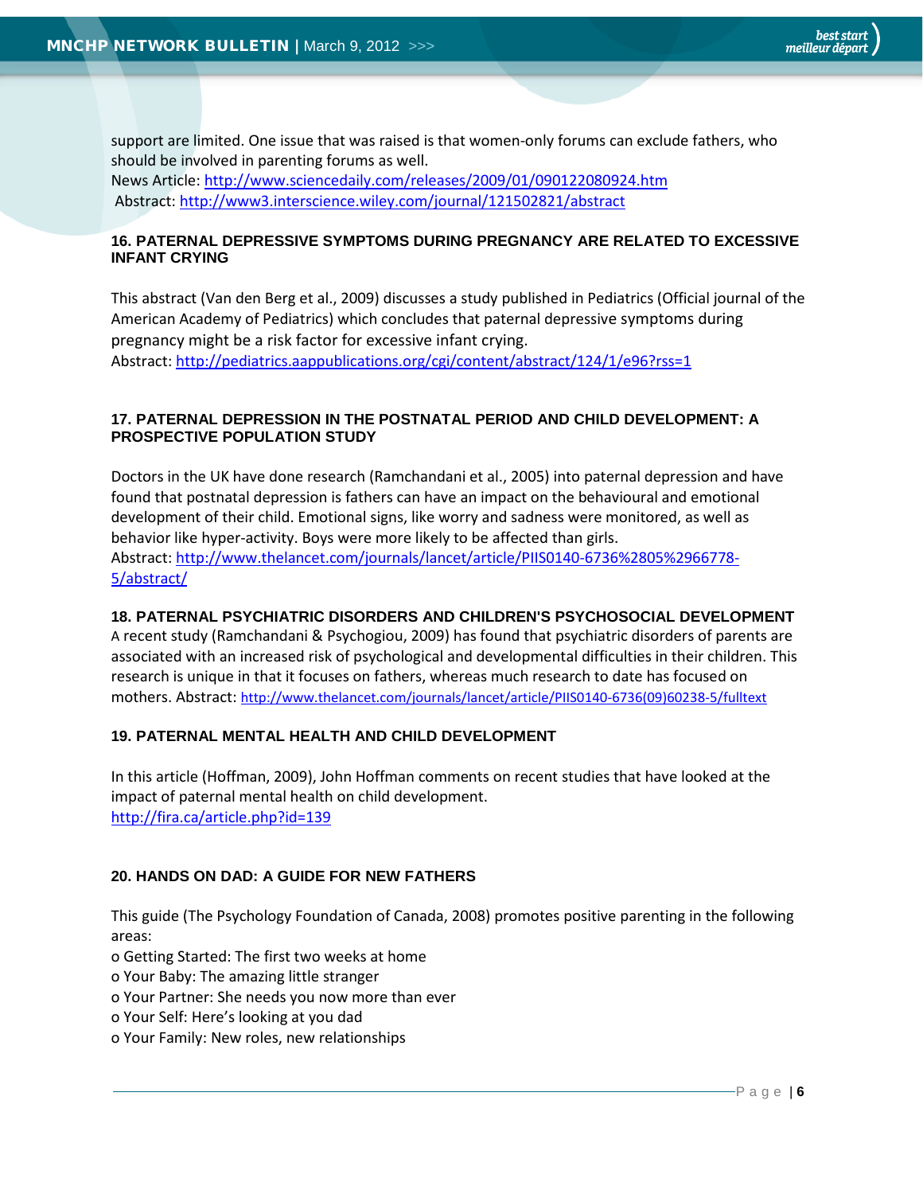support are limited. One issue that was raised is that women-only forums can exclude fathers, who should be involved in parenting forums as well.
News Article: http://www.sciencedaily.com/releases/2009/01/090122080924.htm
Abstract: http://www3.interscience.wiley.com/journal/121502821/abstract

### 16. PATERNAL DEPRESSIVE SYMPTOMS DURING PREGNANCY ARE RELATED TO EXCESSIVE INFANT CRYING

This abstract (Van den Berg et al., 2009) discusses a study published in Pediatrics (Official journal of the American Academy of Pediatrics) which concludes that paternal depressive symptoms during pregnancy might be a risk factor for excessive infant crying.
Abstract: http://pediatrics.aappublications.org/cgi/content/abstract/124/1/e96?rss=1

### 17. PATERNAL DEPRESSION IN THE POSTNATAL PERIOD AND CHILD DEVELOPMENT: A PROSPECTIVE POPULATION STUDY

Doctors in the UK have done research (Ramchandani et al., 2005) into paternal depression and have found that postnatal depression is fathers can have an impact on the behavioural and emotional development of their child. Emotional signs, like worry and sadness were monitored, as well as behavior like hyper-activity. Boys were more likely to be affected than girls.
Abstract: http://www.thelancet.com/journals/lancet/article/PIIS0140-6736%2805%2966778-5/abstract/

### 18. PATERNAL PSYCHIATRIC DISORDERS AND CHILDREN'S PSYCHOSOCIAL DEVELOPMENT

A recent study (Ramchandani & Psychogiou, 2009) has found that psychiatric disorders of parents are associated with an increased risk of psychological and developmental difficulties in their children. This research is unique in that it focuses on fathers, whereas much research to date has focused on mothers. Abstract: http://www.thelancet.com/journals/lancet/article/PIIS0140-6736(09)60238-5/fulltext

### 19. PATERNAL MENTAL HEALTH AND CHILD DEVELOPMENT

In this article (Hoffman, 2009), John Hoffman comments on recent studies that have looked at the impact of paternal mental health on child development.
http://fira.ca/article.php?id=139

### 20. HANDS ON DAD: A GUIDE FOR NEW FATHERS

This guide (The Psychology Foundation of Canada, 2008) promotes positive parenting in the following areas:

- Getting Started: The first two weeks at home
- Your Baby: The amazing little stranger
- Your Partner: She needs you now more than ever
- Your Self: Here's looking at you dad
- Your Family: New roles, new relationships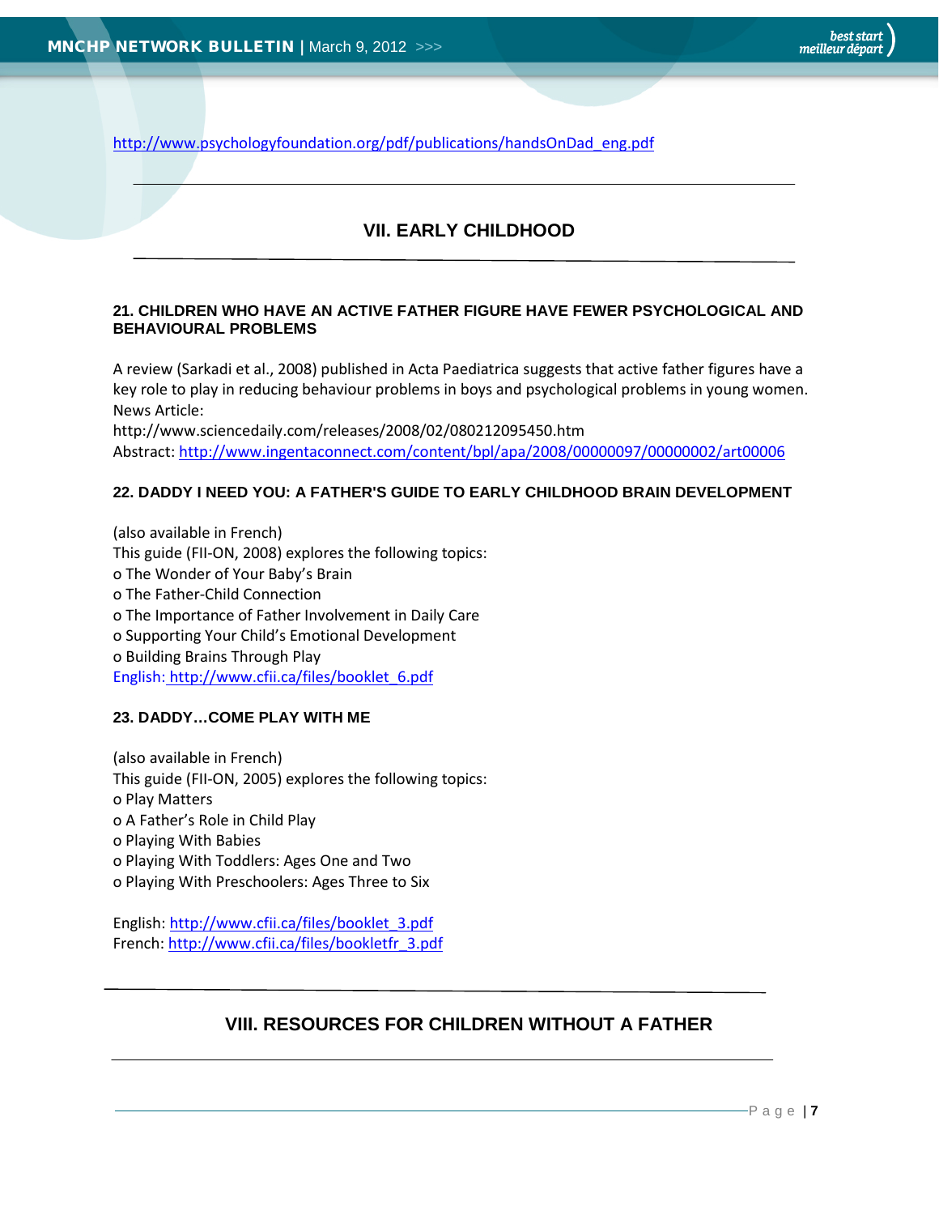http://www.psychologyfoundation.org/pdf/publications/handsOnDad_eng.pdf

---

## VII. EARLY CHILDHOOD

---

### 21. CHILDREN WHO HAVE AN ACTIVE FATHER FIGURE HAVE FEWER PSYCHOLOGICAL AND BEHAVIOURAL PROBLEMS

A review (Sarkadi et al., 2008) published in Acta Paediatrica suggests that active father figures have a key role to play in reducing behaviour problems in boys and psychological problems in young women.
News Article:
http://www.sciencedaily.com/releases/2008/02/080212095450.htm
Abstract: http://www.ingentaconnect.com/content/bpl/apa/2008/00000097/00000002/art00006

### 22. DADDY I NEED YOU: A FATHER'S GUIDE TO EARLY CHILDHOOD BRAIN DEVELOPMENT

(also available in French)
This guide (FII-ON, 2008) explores the following topics:

- The Wonder of Your Baby's Brain
- The Father-Child Connection
- The Importance of Father Involvement in Daily Care
- Supporting Your Child's Emotional Development
- Building Brains Through Play

English: http://www.cfii.ca/files/booklet_6.pdf

### 23. DADDY…COME PLAY WITH ME

(also available in French)
This guide (FII-ON, 2005) explores the following topics:

- Play Matters
- A Father's Role in Child Play
- Playing With Babies
- Playing With Toddlers: Ages One and Two
- Playing With Preschoolers: Ages Three to Six

English: http://www.cfii.ca/files/booklet_3.pdf
French: http://www.cfii.ca/files/bookletfr_3.pdf

---

## VIII. RESOURCES FOR CHILDREN WITHOUT A FATHER

---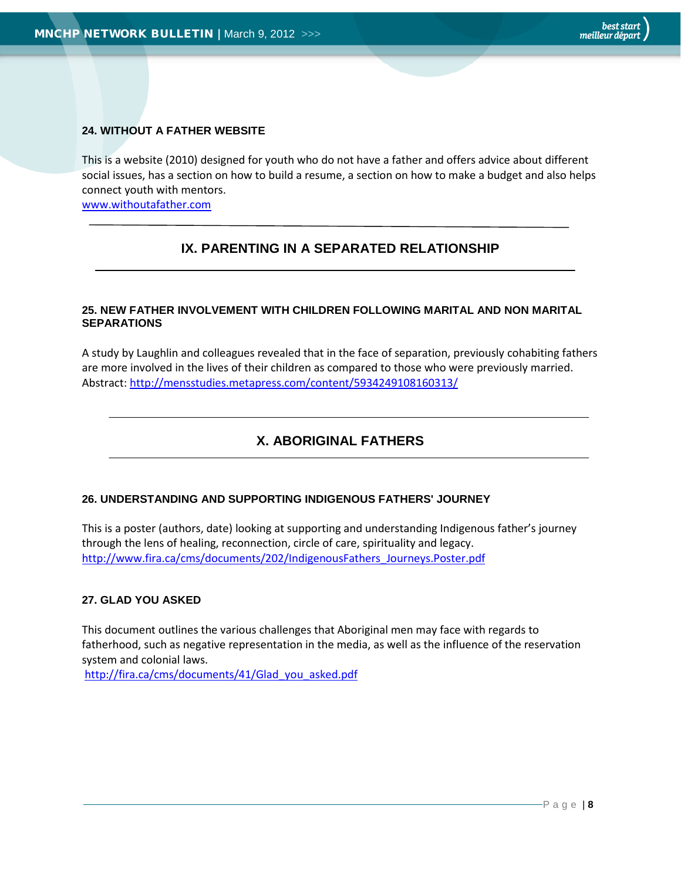### 24. WITHOUT A FATHER WEBSITE

This is a website (2010) designed for youth who do not have a father and offers advice about different social issues, has a section on how to build a resume, a section on how to make a budget and also helps connect youth with mentors.
www.withoutafather.com

## IX. PARENTING IN A SEPARATED RELATIONSHIP

### 25. NEW FATHER INVOLVEMENT WITH CHILDREN FOLLOWING MARITAL AND NON MARITAL SEPARATIONS

A study by Laughlin and colleagues revealed that in the face of separation, previously cohabiting fathers are more involved in the lives of their children as compared to those who were previously married.
Abstract: http://mensstudies.metapress.com/content/5934249108160313/

## X. ABORIGINAL FATHERS

### 26. UNDERSTANDING AND SUPPORTING INDIGENOUS FATHERS' JOURNEY

This is a poster (authors, date) looking at supporting and understanding Indigenous father's journey through the lens of healing, reconnection, circle of care, spirituality and legacy.
http://www.fira.ca/cms/documents/202/IndigenousFathers_Journeys.Poster.pdf

### 27. GLAD YOU ASKED

This document outlines the various challenges that Aboriginal men may face with regards to fatherhood, such as negative representation in the media, as well as the influence of the reservation system and colonial laws.
http://fira.ca/cms/documents/41/Glad_you_asked.pdf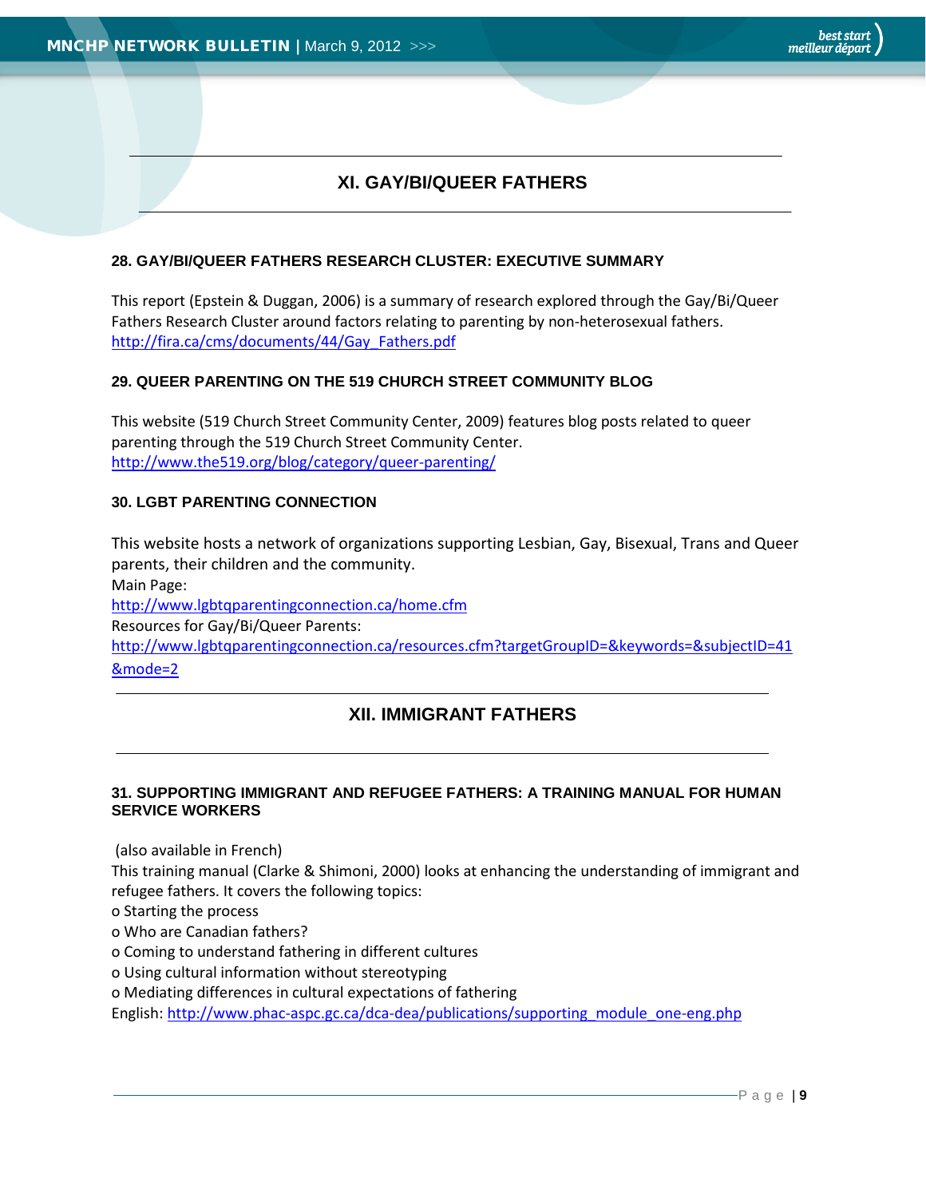## XI. GAY/BI/QUEER FATHERS

### 28. GAY/BI/QUEER FATHERS RESEARCH CLUSTER: EXECUTIVE SUMMARY

This report (Epstein & Duggan, 2006) is a summary of research explored through the Gay/Bi/Queer Fathers Research Cluster around factors relating to parenting by non-heterosexual fathers.
http://fira.ca/cms/documents/44/Gay_Fathers.pdf

### 29. QUEER PARENTING ON THE 519 CHURCH STREET COMMUNITY BLOG

This website (519 Church Street Community Center, 2009) features blog posts related to queer parenting through the 519 Church Street Community Center.
http://www.the519.org/blog/category/queer-parenting/

### 30. LGBT PARENTING CONNECTION

This website hosts a network of organizations supporting Lesbian, Gay, Bisexual, Trans and Queer parents, their children and the community.
Main Page:
http://www.lgbtqparentingconnection.ca/home.cfm
Resources for Gay/Bi/Queer Parents:
http://www.lgbtqparentingconnection.ca/resources.cfm?targetGroupID=&keywords=&subjectID=41&mode=2

## XII. IMMIGRANT FATHERS

### 31. SUPPORTING IMMIGRANT AND REFUGEE FATHERS: A TRAINING MANUAL FOR HUMAN SERVICE WORKERS

(also available in French)
This training manual (Clarke & Shimoni, 2000) looks at enhancing the understanding of immigrant and refugee fathers. It covers the following topics:

- Starting the process
- Who are Canadian fathers?
- Coming to understand fathering in different cultures
- Using cultural information without stereotyping
- Mediating differences in cultural expectations of fathering

English: http://www.phac-aspc.gc.ca/dca-dea/publications/supporting_module_one-eng.php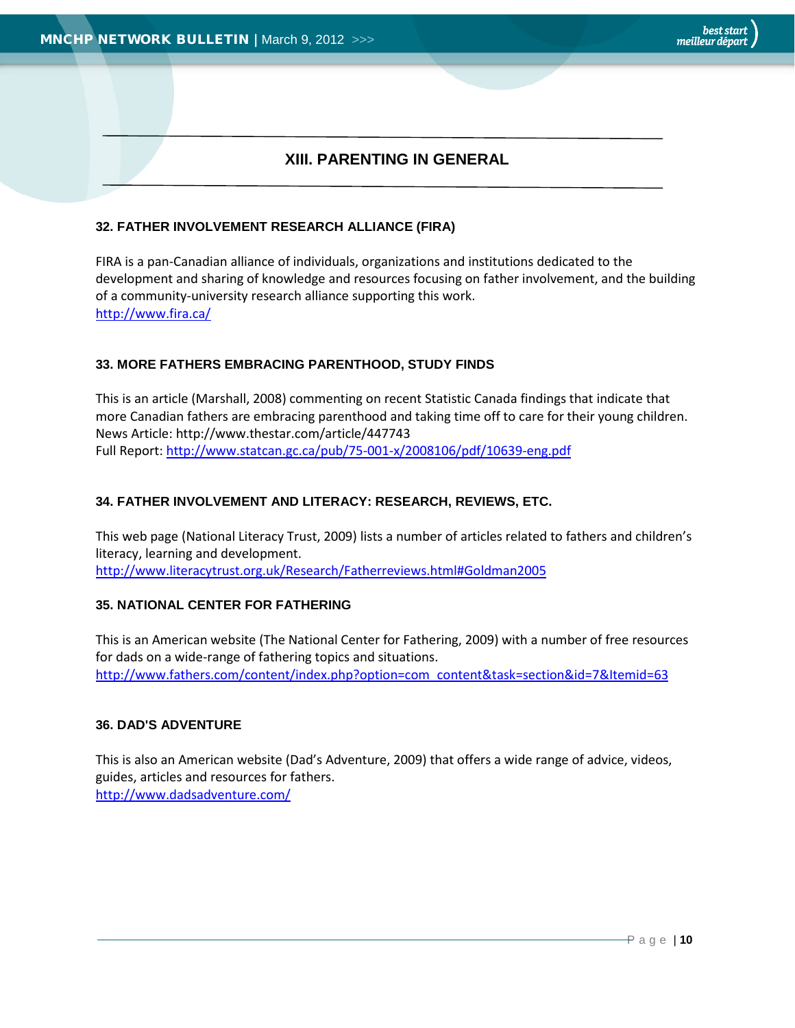## XIII. PARENTING IN GENERAL

### 32. FATHER INVOLVEMENT RESEARCH ALLIANCE (FIRA)

FIRA is a pan-Canadian alliance of individuals, organizations and institutions dedicated to the development and sharing of knowledge and resources focusing on father involvement, and the building of a community-university research alliance supporting this work.
http://www.fira.ca/

### 33. MORE FATHERS EMBRACING PARENTHOOD, STUDY FINDS

This is an article (Marshall, 2008) commenting on recent Statistic Canada findings that indicate that more Canadian fathers are embracing parenthood and taking time off to care for their young children.
News Article: http://www.thestar.com/article/447743
Full Report: http://www.statcan.gc.ca/pub/75-001-x/2008106/pdf/10639-eng.pdf

### 34. FATHER INVOLVEMENT AND LITERACY: RESEARCH, REVIEWS, ETC.

This web page (National Literacy Trust, 2009) lists a number of articles related to fathers and children's literacy, learning and development.
http://www.literacytrust.org.uk/Research/Fatherreviews.html#Goldman2005

### 35. NATIONAL CENTER FOR FATHERING

This is an American website (The National Center for Fathering, 2009) with a number of free resources for dads on a wide-range of fathering topics and situations.
http://www.fathers.com/content/index.php?option=com_content&task=section&id=7&Itemid=63

### 36. DAD'S ADVENTURE

This is also an American website (Dad's Adventure, 2009) that offers a wide range of advice, videos, guides, articles and resources for fathers.
http://www.dadsadventure.com/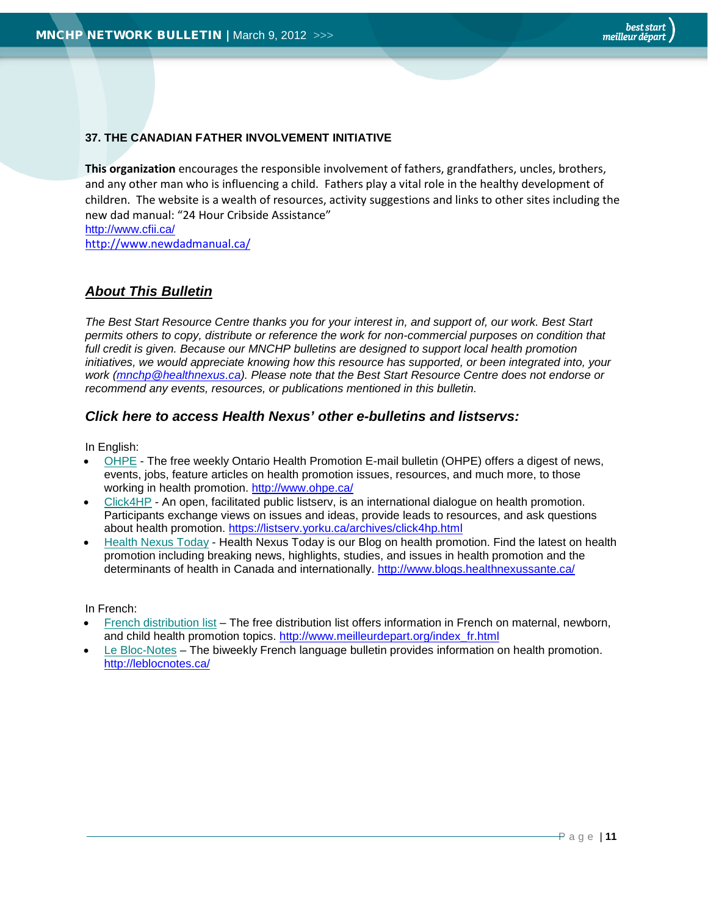### 37. THE CANADIAN FATHER INVOLVEMENT INITIATIVE

**This organization** encourages the responsible involvement of fathers, grandfathers, uncles, brothers, and any other man who is influencing a child. Fathers play a vital role in the healthy development of children. The website is a wealth of resources, activity suggestions and links to other sites including the new dad manual: "24 Hour Cribside Assistance"
http://www.cfii.ca/
http://www.newdadmanual.ca/

## ***About This Bulletin***

*The Best Start Resource Centre thanks you for your interest in, and support of, our work. Best Start permits others to copy, distribute or reference the work for non-commercial purposes on condition that full credit is given. Because our MNCHP bulletins are designed to support local health promotion initiatives, we would appreciate knowing how this resource has supported, or been integrated into, your work (mnchp@healthnexus.ca). Please note that the Best Start Resource Centre does not endorse or recommend any events, resources, or publications mentioned in this bulletin.*

## ***Click here to access Health Nexus' other e-bulletins and listservs:***

In English:

- OHPE - The free weekly Ontario Health Promotion E-mail bulletin (OHPE) offers a digest of news, events, jobs, feature articles on health promotion issues, resources, and much more, to those working in health promotion. http://www.ohpe.ca/
- Click4HP - An open, facilitated public listserv, is an international dialogue on health promotion. Participants exchange views on issues and ideas, provide leads to resources, and ask questions about health promotion. https://listserv.yorku.ca/archives/click4hp.html
- Health Nexus Today - Health Nexus Today is our Blog on health promotion. Find the latest on health promotion including breaking news, highlights, studies, and issues in health promotion and the determinants of health in Canada and internationally. http://www.blogs.healthnexussante.ca/

In French:

- French distribution list – The free distribution list offers information in French on maternal, newborn, and child health promotion topics. http://www.meilleurdepart.org/index_fr.html
- Le Bloc-Notes – The biweekly French language bulletin provides information on health promotion. http://leblocnotes.ca/